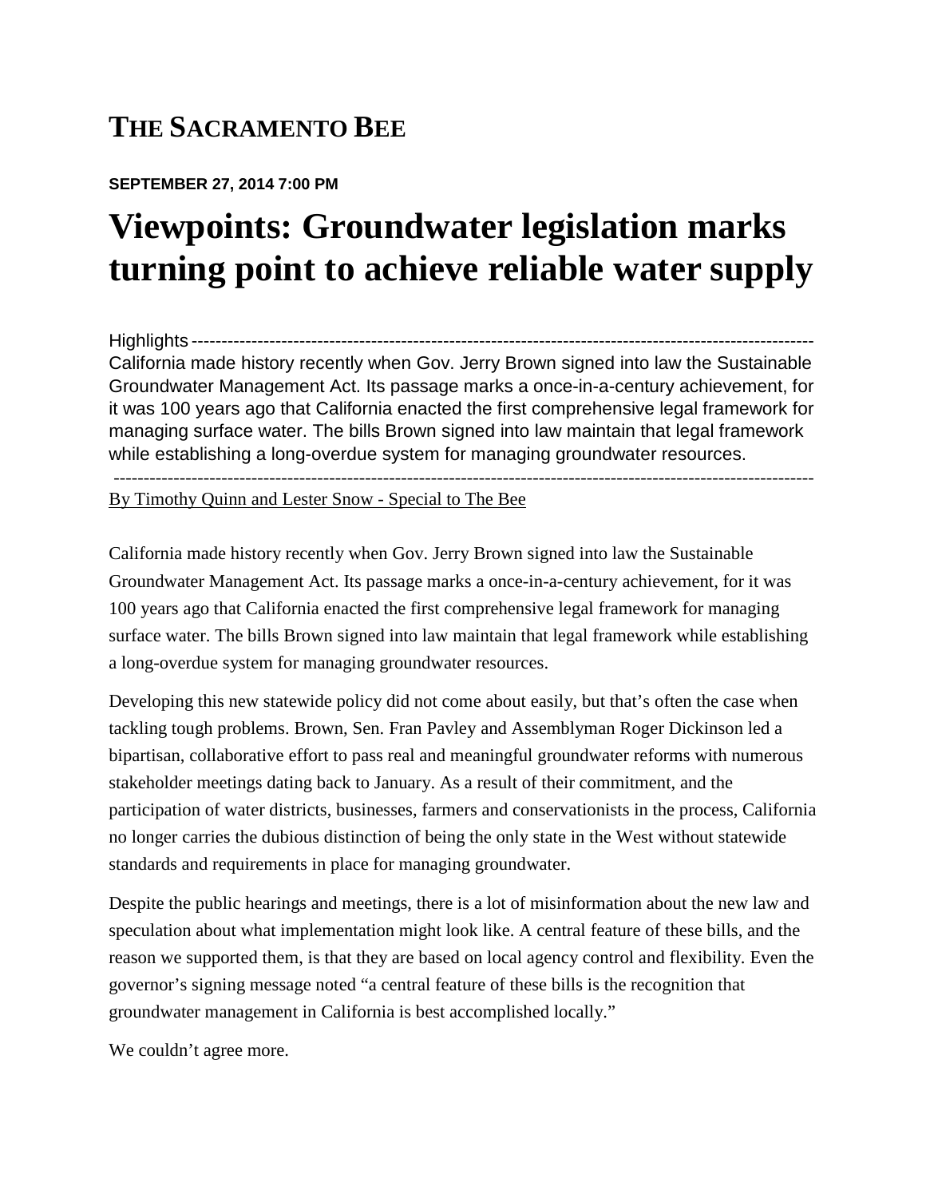**THE SACRAMENTO BEE**

**SEPTEMBER 27, 2014 7:00 PM**

# Viewpoints: Groundwater legislation marks turning point to achieve reliable water supply

Highlights ------------------------------------------------------------------------------------------------------------
California made history recently when Gov. Jerry Brown signed into law the Sustainable Groundwater Management Act. Its passage marks a once-in-a-century achievement, for it was 100 years ago that California enacted the first comprehensive legal framework for managing surface water. The bills Brown signed into law maintain that legal framework while establishing a long-overdue system for managing groundwater resources.

------------------------------------------------------------------------------------------------------------------------

By Timothy Quinn and Lester Snow - Special to The Bee

California made history recently when Gov. Jerry Brown signed into law the Sustainable Groundwater Management Act. Its passage marks a once-in-a-century achievement, for it was 100 years ago that California enacted the first comprehensive legal framework for managing surface water. The bills Brown signed into law maintain that legal framework while establishing a long-overdue system for managing groundwater resources.

Developing this new statewide policy did not come about easily, but that's often the case when tackling tough problems. Brown, Sen. Fran Pavley and Assemblyman Roger Dickinson led a bipartisan, collaborative effort to pass real and meaningful groundwater reforms with numerous stakeholder meetings dating back to January. As a result of their commitment, and the participation of water districts, businesses, farmers and conservationists in the process, California no longer carries the dubious distinction of being the only state in the West without statewide standards and requirements in place for managing groundwater.

Despite the public hearings and meetings, there is a lot of misinformation about the new law and speculation about what implementation might look like. A central feature of these bills, and the reason we supported them, is that they are based on local agency control and flexibility. Even the governor's signing message noted "a central feature of these bills is the recognition that groundwater management in California is best accomplished locally."

We couldn't agree more.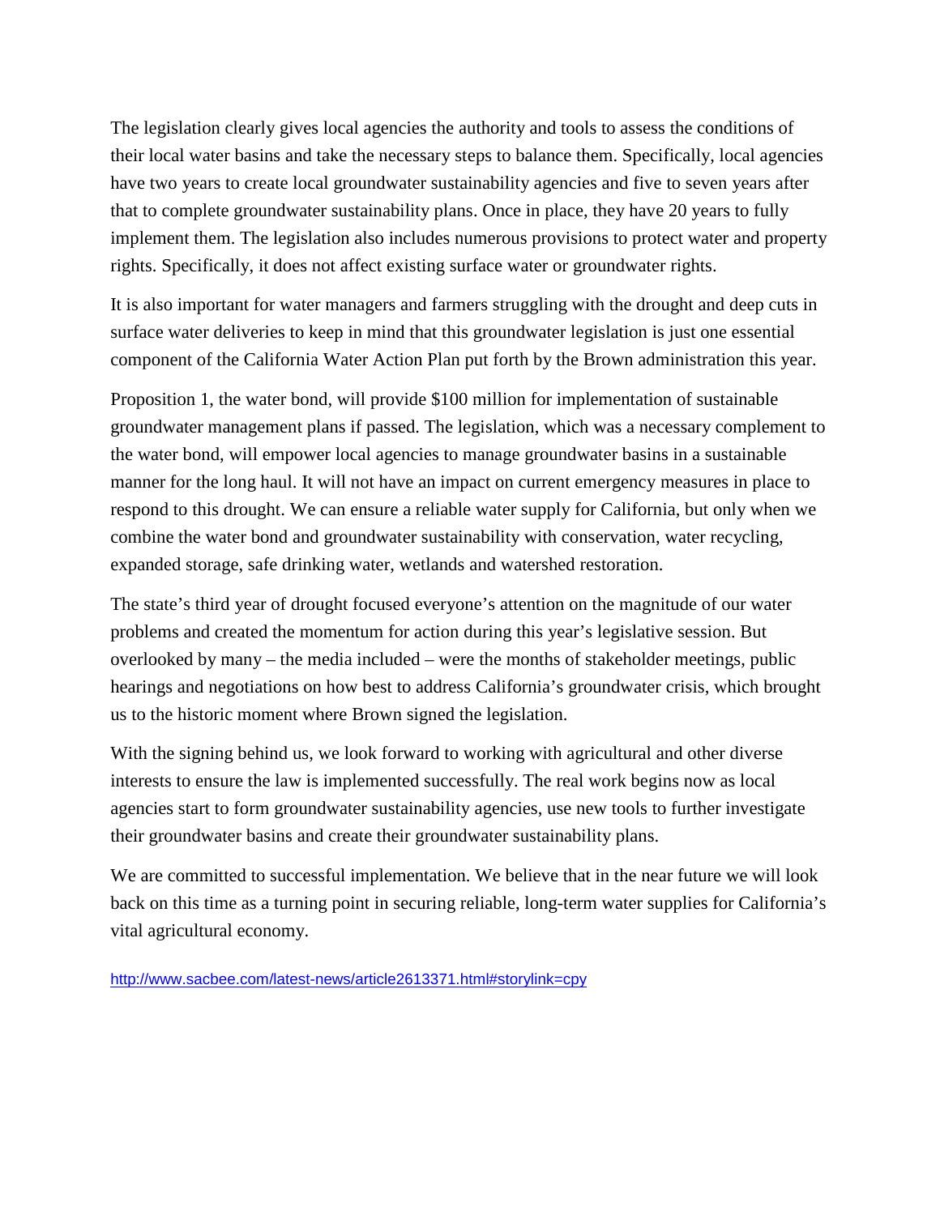The legislation clearly gives local agencies the authority and tools to assess the conditions of their local water basins and take the necessary steps to balance them. Specifically, local agencies have two years to create local groundwater sustainability agencies and five to seven years after that to complete groundwater sustainability plans. Once in place, they have 20 years to fully implement them. The legislation also includes numerous provisions to protect water and property rights. Specifically, it does not affect existing surface water or groundwater rights.

It is also important for water managers and farmers struggling with the drought and deep cuts in surface water deliveries to keep in mind that this groundwater legislation is just one essential component of the California Water Action Plan put forth by the Brown administration this year.

Proposition 1, the water bond, will provide $100 million for implementation of sustainable groundwater management plans if passed. The legislation, which was a necessary complement to the water bond, will empower local agencies to manage groundwater basins in a sustainable manner for the long haul. It will not have an impact on current emergency measures in place to respond to this drought. We can ensure a reliable water supply for California, but only when we combine the water bond and groundwater sustainability with conservation, water recycling, expanded storage, safe drinking water, wetlands and watershed restoration.

The state's third year of drought focused everyone's attention on the magnitude of our water problems and created the momentum for action during this year's legislative session. But overlooked by many – the media included – were the months of stakeholder meetings, public hearings and negotiations on how best to address California's groundwater crisis, which brought us to the historic moment where Brown signed the legislation.

With the signing behind us, we look forward to working with agricultural and other diverse interests to ensure the law is implemented successfully. The real work begins now as local agencies start to form groundwater sustainability agencies, use new tools to further investigate their groundwater basins and create their groundwater sustainability plans.

We are committed to successful implementation. We believe that in the near future we will look back on this time as a turning point in securing reliable, long-term water supplies for California's vital agricultural economy.

http://www.sacbee.com/latest-news/article2613371.html#storylink=cpy